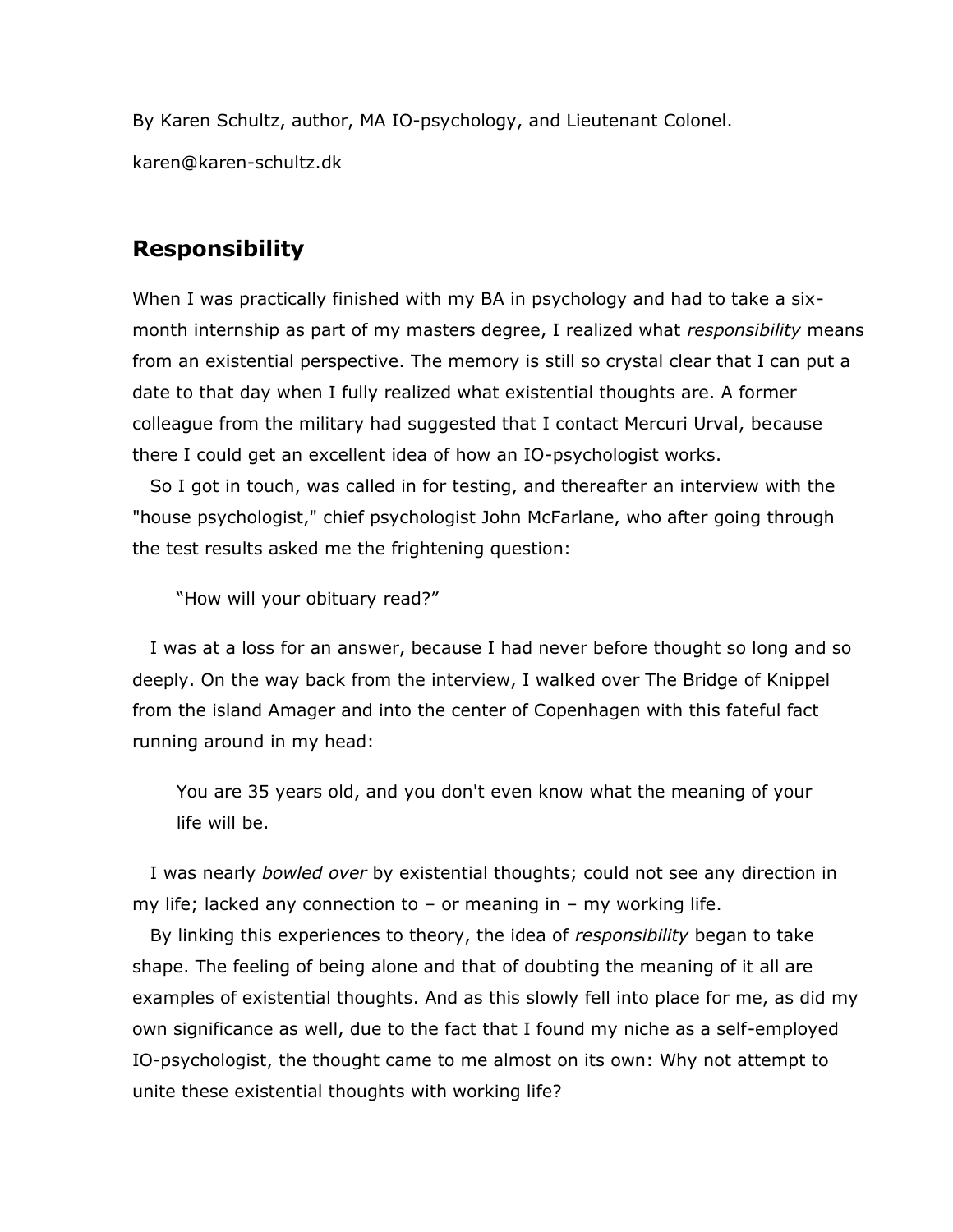By Karen Schultz, author, MA IO-psychology, and Lieutenant Colonel.

karen@karen-schultz.dk

## Responsibility

When I was practically finished with my BA in psychology and had to take a six-month internship as part of my masters degree, I realized what *responsibility* means from an existential perspective. The memory is still so crystal clear that I can put a date to that day when I fully realized what existential thoughts are. A former colleague from the military had suggested that I contact Mercuri Urval, because there I could get an excellent idea of how an IO-psychologist works.

So I got in touch, was called in for testing, and thereafter an interview with the "house psychologist," chief psychologist John McFarlane, who after going through the test results asked me the frightening question:

> "How will your obituary read?"

I was at a loss for an answer, because I had never before thought so long and so deeply. On the way back from the interview, I walked over The Bridge of Knippel from the island Amager and into the center of Copenhagen with this fateful fact running around in my head:

> You are 35 years old, and you don't even know what the meaning of your life will be.

I was nearly *bowled over* by existential thoughts; could not see any direction in my life; lacked any connection to – or meaning in – my working life.

By linking this experiences to theory, the idea of *responsibility* began to take shape. The feeling of being alone and that of doubting the meaning of it all are examples of existential thoughts. And as this slowly fell into place for me, as did my own significance as well, due to the fact that I found my niche as a self-employed IO-psychologist, the thought came to me almost on its own: Why not attempt to unite these existential thoughts with working life?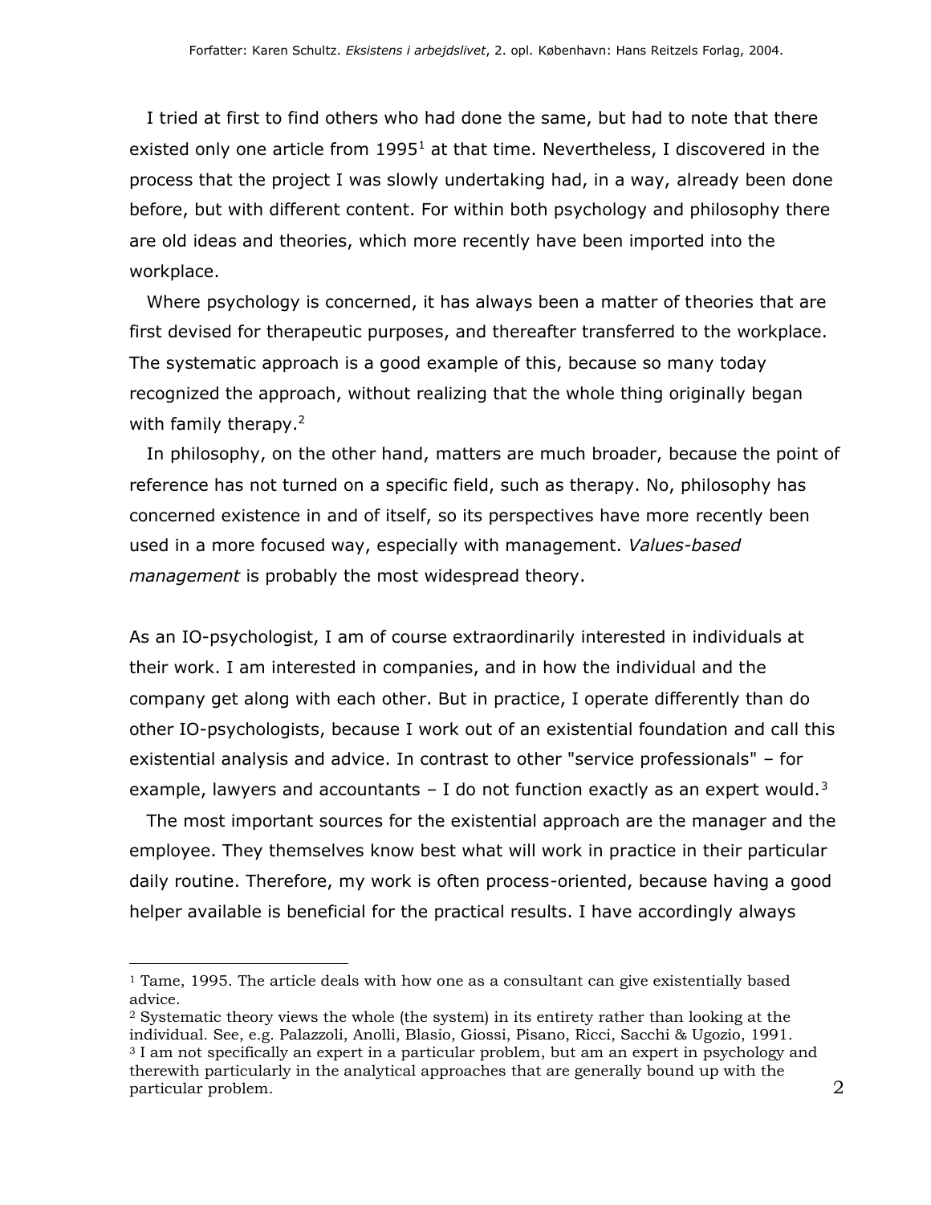I tried at first to find others who had done the same, but had to note that there existed only one article from 1995[1] at that time. Nevertheless, I discovered in the process that the project I was slowly undertaking had, in a way, already been done before, but with different content. For within both psychology and philosophy there are old ideas and theories, which more recently have been imported into the workplace.

Where psychology is concerned, it has always been a matter of theories that are first devised for therapeutic purposes, and thereafter transferred to the workplace. The systematic approach is a good example of this, because so many today recognized the approach, without realizing that the whole thing originally began with family therapy.[2]

In philosophy, on the other hand, matters are much broader, because the point of reference has not turned on a specific field, such as therapy. No, philosophy has concerned existence in and of itself, so its perspectives have more recently been used in a more focused way, especially with management. *Values-based management* is probably the most widespread theory.

As an IO-psychologist, I am of course extraordinarily interested in individuals at their work. I am interested in companies, and in how the individual and the company get along with each other. But in practice, I operate differently than do other IO-psychologists, because I work out of an existential foundation and call this existential analysis and advice. In contrast to other "service professionals" – for example, lawyers and accountants – I do not function exactly as an expert would.[3]

The most important sources for the existential approach are the manager and the employee. They themselves know best what will work in practice in their particular daily routine. Therefore, my work is often process-oriented, because having a good helper available is beneficial for the practical results. I have accordingly always

---

[1] Tame, 1995. The article deals with how one as a consultant can give existentially based advice.

[2] Systematic theory views the whole (the system) in its entirety rather than looking at the individual. See, e.g. Palazzoli, Anolli, Blasio, Giossi, Pisano, Ricci, Sacchi & Ugozio, 1991.

[3] I am not specifically an expert in a particular problem, but am an expert in psychology and therewith particularly in the analytical approaches that are generally bound up with the particular problem.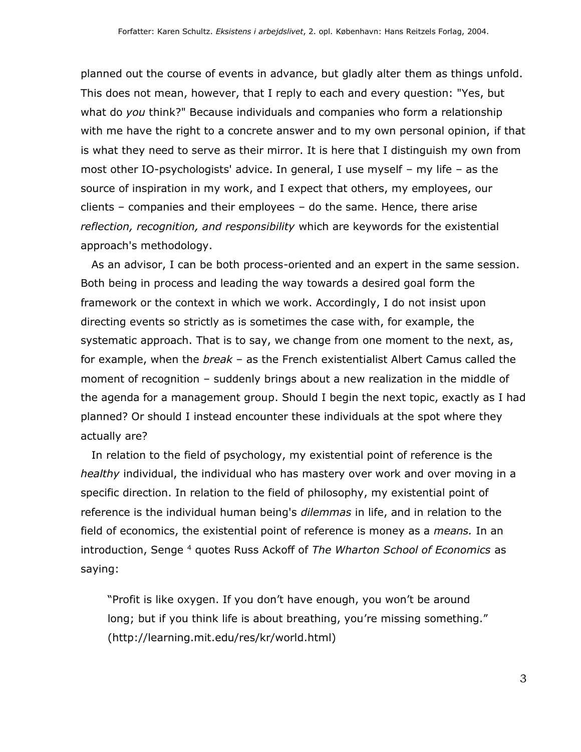planned out the course of events in advance, but gladly alter them as things unfold. This does not mean, however, that I reply to each and every question: "Yes, but what do *you* think?" Because individuals and companies who form a relationship with me have the right to a concrete answer and to my own personal opinion, if that is what they need to serve as their mirror. It is here that I distinguish my own from most other IO-psychologists' advice. In general, I use myself – my life – as the source of inspiration in my work, and I expect that others, my employees, our clients – companies and their employees – do the same. Hence, there arise *reflection, recognition, and responsibility* which are keywords for the existential approach's methodology.

As an advisor, I can be both process-oriented and an expert in the same session. Both being in process and leading the way towards a desired goal form the framework or the context in which we work. Accordingly, I do not insist upon directing events so strictly as is sometimes the case with, for example, the systematic approach. That is to say, we change from one moment to the next, as, for example, when the *break* – as the French existentialist Albert Camus called the moment of recognition – suddenly brings about a new realization in the middle of the agenda for a management group. Should I begin the next topic, exactly as I had planned? Or should I instead encounter these individuals at the spot where they actually are?

In relation to the field of psychology, my existential point of reference is the *healthy* individual, the individual who has mastery over work and over moving in a specific direction. In relation to the field of philosophy, my existential point of reference is the individual human being's *dilemmas* in life, and in relation to the field of economics, the existential point of reference is money as a *means.* In an introduction, Senge [4] quotes Russ Ackoff of *The Wharton School of Economics* as saying:

> "Profit is like oxygen. If you don't have enough, you won't be around long; but if you think life is about breathing, you're missing something." (http://learning.mit.edu/res/kr/world.html)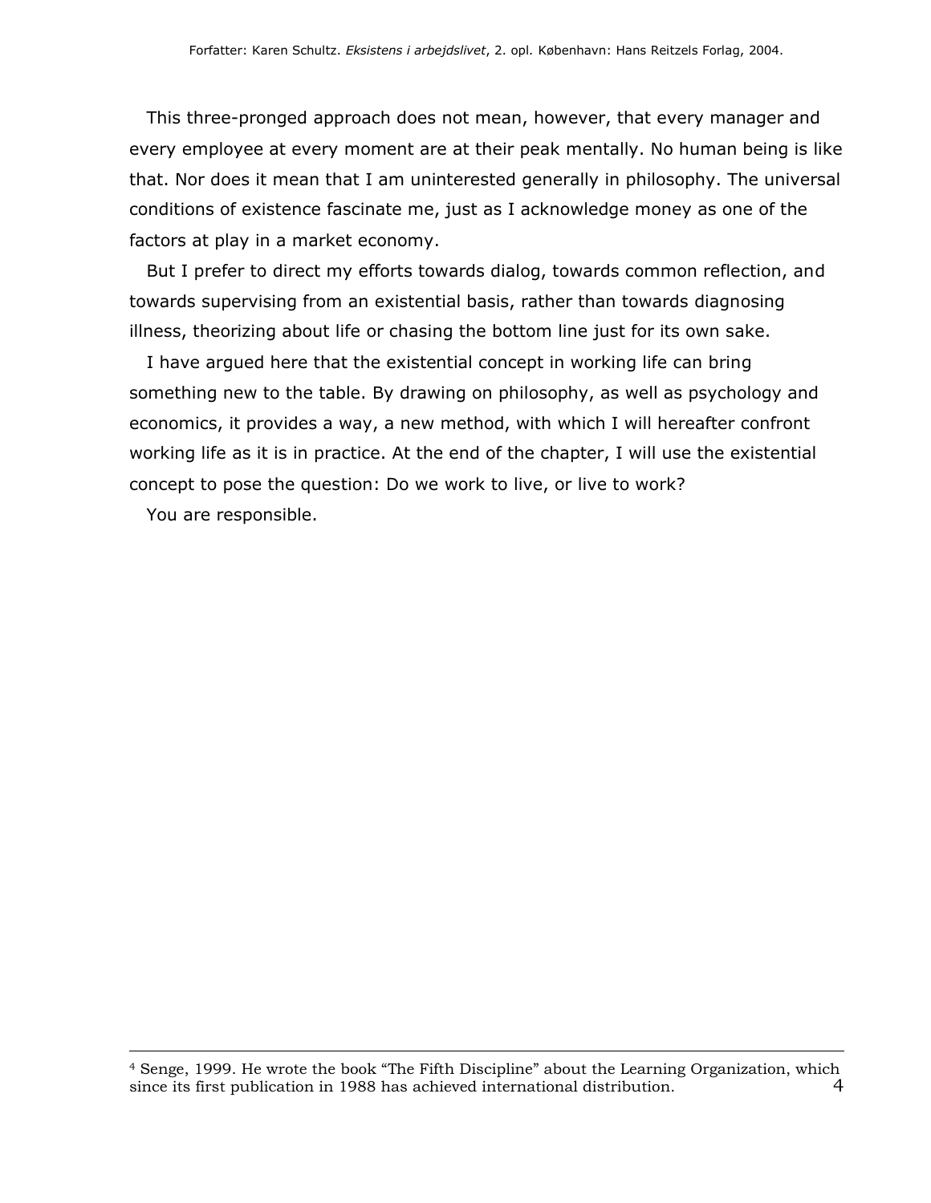This three-pronged approach does not mean, however, that every manager and every employee at every moment are at their peak mentally. No human being is like that. Nor does it mean that I am uninterested generally in philosophy. The universal conditions of existence fascinate me, just as I acknowledge money as one of the factors at play in a market economy.

But I prefer to direct my efforts towards dialog, towards common reflection, and towards supervising from an existential basis, rather than towards diagnosing illness, theorizing about life or chasing the bottom line just for its own sake.

I have argued here that the existential concept in working life can bring something new to the table. By drawing on philosophy, as well as psychology and economics, it provides a way, a new method, with which I will hereafter confront working life as it is in practice. At the end of the chapter, I will use the existential concept to pose the question: Do we work to live, or live to work?

You are responsible.

---

[4] Senge, 1999. He wrote the book "The Fifth Discipline" about the Learning Organization, which since its first publication in 1988 has achieved international distribution.